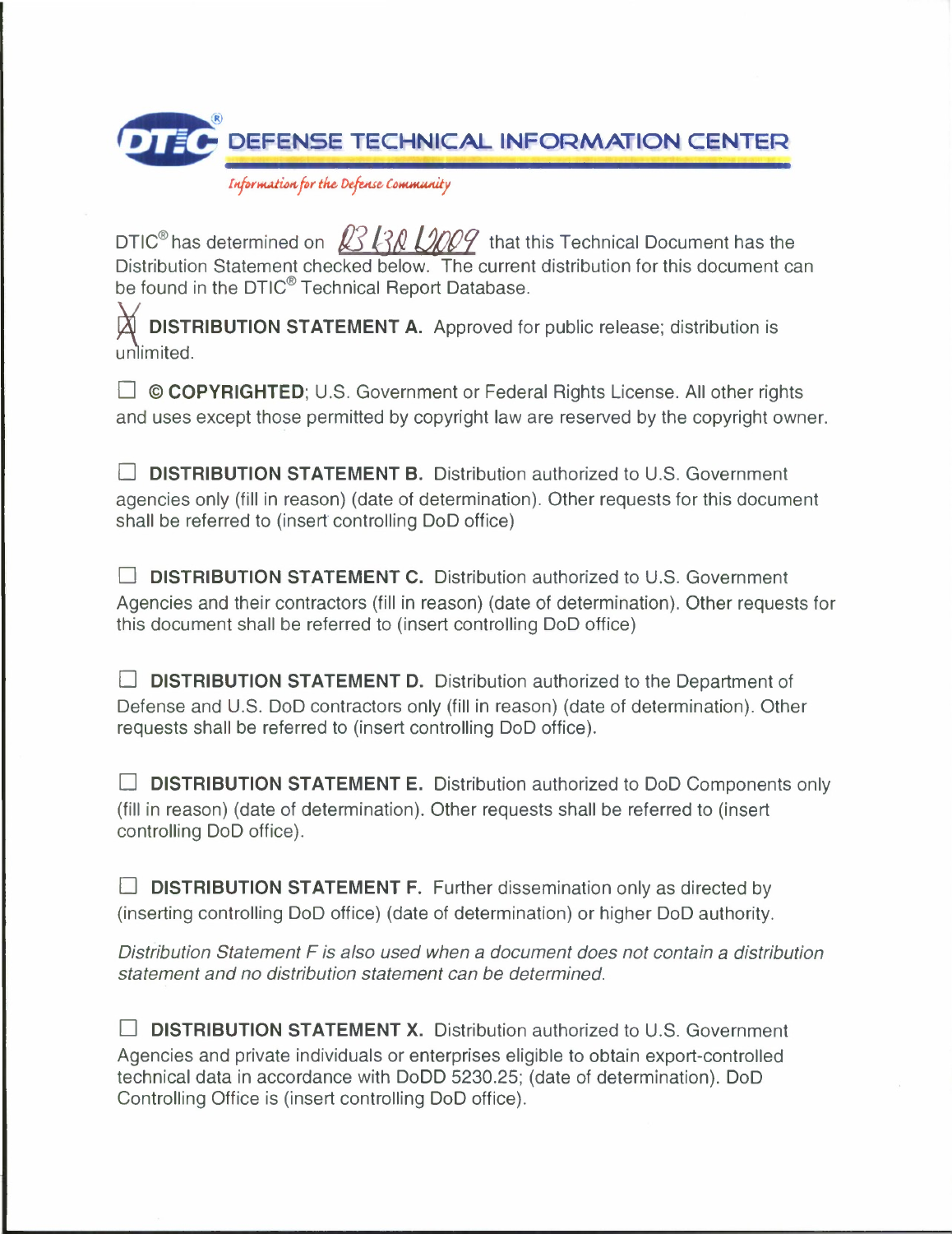# DEFENSE TECHNICAL INFORMATION CENTER

*Information for the Defense Community*

DTIC® has determined on 03/30/2009 that this Technical Document has the Distribution Statement checked below. The current distribution for this document can be found in the DTIC® Technical Report Database.

☒ **DISTRIBUTION STATEMENT A.** Approved for public release; distribution is unlimited.

☐ **© COPYRIGHTED**; U.S. Government or Federal Rights License. All other rights and uses except those permitted by copyright law are reserved by the copyright owner.

☐ **DISTRIBUTION STATEMENT B.** Distribution authorized to U.S. Government agencies only (fill in reason) (date of determination). Other requests for this document shall be referred to (insert controlling DoD office)

☐ **DISTRIBUTION STATEMENT C.** Distribution authorized to U.S. Government Agencies and their contractors (fill in reason) (date of determination). Other requests for this document shall be referred to (insert controlling DoD office)

☐ **DISTRIBUTION STATEMENT D.** Distribution authorized to the Department of Defense and U.S. DoD contractors only (fill in reason) (date of determination). Other requests shall be referred to (insert controlling DoD office).

☐ **DISTRIBUTION STATEMENT E.** Distribution authorized to DoD Components only (fill in reason) (date of determination). Other requests shall be referred to (insert controlling DoD office).

☐ **DISTRIBUTION STATEMENT F.** Further dissemination only as directed by (inserting controlling DoD office) (date of determination) or higher DoD authority.

*Distribution Statement F is also used when a document does not contain a distribution statement and no distribution statement can be determined.*

☐ **DISTRIBUTION STATEMENT X.** Distribution authorized to U.S. Government Agencies and private individuals or enterprises eligible to obtain export-controlled technical data in accordance with DoDD 5230.25; (date of determination). DoD Controlling Office is (insert controlling DoD office).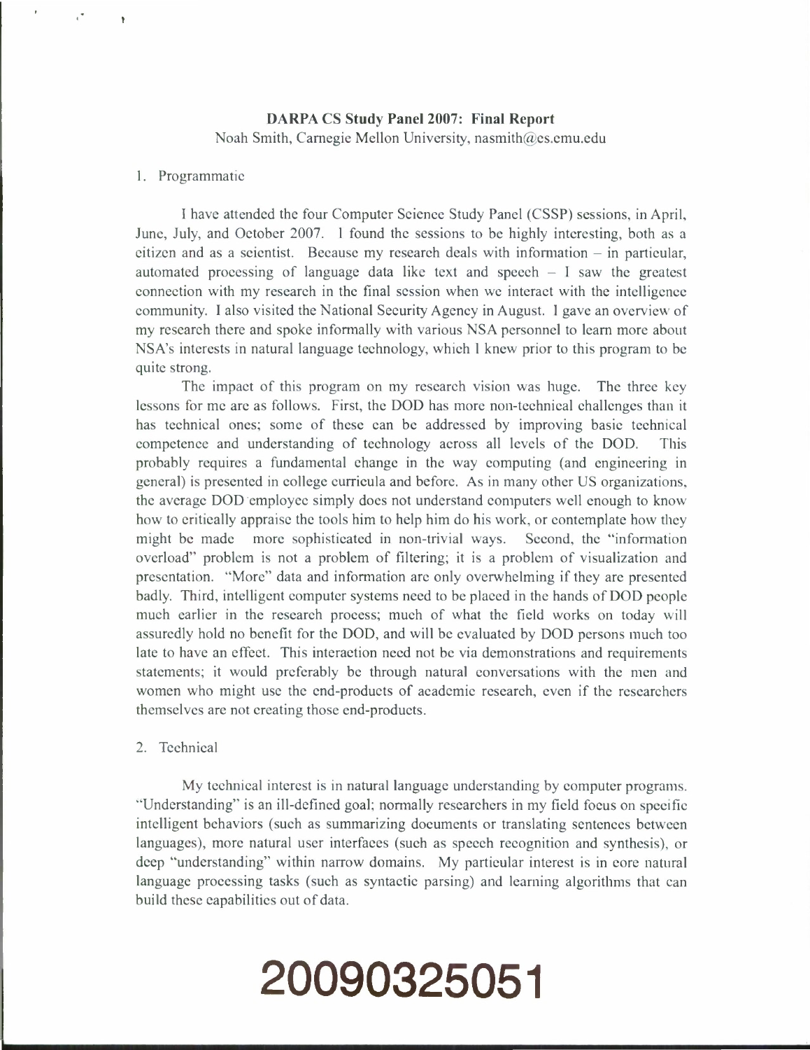**DARPA CS Study Panel 2007: Final Report**
Noah Smith, Carnegie Mellon University, nasmith@cs.cmu.edu

1. Programmatic

I have attended the four Computer Science Study Panel (CSSP) sessions, in April, June, July, and October 2007. I found the sessions to be highly interesting, both as a citizen and as a scientist. Because my research deals with information – in particular, automated processing of language data like text and speech – I saw the greatest connection with my research in the final session when we interact with the intelligence community. I also visited the National Security Agency in August. I gave an overview of my research there and spoke informally with various NSA personnel to learn more about NSA's interests in natural language technology, which I knew prior to this program to be quite strong.

The impact of this program on my research vision was huge. The three key lessons for me are as follows. First, the DOD has more non-technical challenges than it has technical ones; some of these can be addressed by improving basic technical competence and understanding of technology across all levels of the DOD. This probably requires a fundamental change in the way computing (and engineering in general) is presented in college curricula and before. As in many other US organizations, the average DOD employee simply does not understand computers well enough to know how to critically appraise the tools him to help him do his work, or contemplate how they might be made more sophisticated in non-trivial ways. Second, the "information overload" problem is not a problem of filtering; it is a problem of visualization and presentation. "More" data and information are only overwhelming if they are presented badly. Third, intelligent computer systems need to be placed in the hands of DOD people much earlier in the research process; much of what the field works on today will assuredly hold no benefit for the DOD, and will be evaluated by DOD persons much too late to have an effect. This interaction need not be via demonstrations and requirements statements; it would preferably be through natural conversations with the men and women who might use the end-products of academic research, even if the researchers themselves are not creating those end-products.

2. Technical

My technical interest is in natural language understanding by computer programs. "Understanding" is an ill-defined goal; normally researchers in my field focus on specific intelligent behaviors (such as summarizing documents or translating sentences between languages), more natural user interfaces (such as speech recognition and synthesis), or deep "understanding" within narrow domains. My particular interest is in core natural language processing tasks (such as syntactic parsing) and learning algorithms that can build these capabilities out of data.

**20090325051**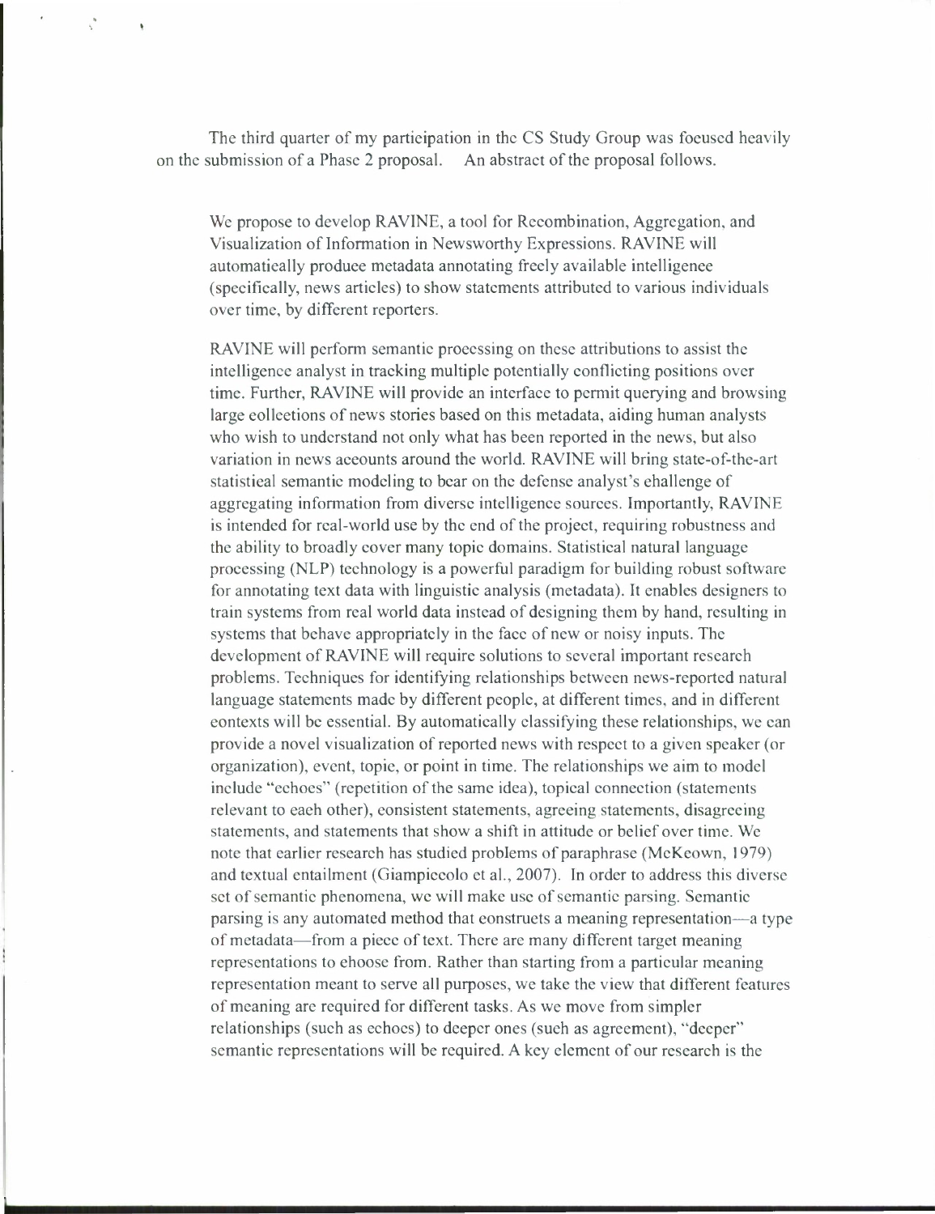The third quarter of my participation in the CS Study Group was focused heavily on the submission of a Phase 2 proposal. An abstract of the proposal follows.

> We propose to develop RAVINE, a tool for Recombination, Aggregation, and Visualization of Information in Newsworthy Expressions. RAVINE will automatically produce metadata annotating freely available intelligence (specifically, news articles) to show statements attributed to various individuals over time, by different reporters.
>
> RAVINE will perform semantic processing on these attributions to assist the intelligence analyst in tracking multiple potentially conflicting positions over time. Further, RAVINE will provide an interface to permit querying and browsing large collections of news stories based on this metadata, aiding human analysts who wish to understand not only what has been reported in the news, but also variation in news accounts around the world. RAVINE will bring state-of-the-art statistical semantic modeling to bear on the defense analyst's challenge of aggregating information from diverse intelligence sources. Importantly, RAVINE is intended for real-world use by the end of the project, requiring robustness and the ability to broadly cover many topic domains. Statistical natural language processing (NLP) technology is a powerful paradigm for building robust software for annotating text data with linguistic analysis (metadata). It enables designers to train systems from real world data instead of designing them by hand, resulting in systems that behave appropriately in the face of new or noisy inputs. The development of RAVINE will require solutions to several important research problems. Techniques for identifying relationships between news-reported natural language statements made by different people, at different times, and in different contexts will be essential. By automatically classifying these relationships, we can provide a novel visualization of reported news with respect to a given speaker (or organization), event, topic, or point in time. The relationships we aim to model include "echoes" (repetition of the same idea), topical connection (statements relevant to each other), consistent statements, agreeing statements, disagreeing statements, and statements that show a shift in attitude or belief over time. We note that earlier research has studied problems of paraphrase (McKeown, 1979) and textual entailment (Giampiccolo et al., 2007). In order to address this diverse set of semantic phenomena, we will make use of semantic parsing. Semantic parsing is any automated method that constructs a meaning representation—a type of metadata—from a piece of text. There are many different target meaning representations to choose from. Rather than starting from a particular meaning representation meant to serve all purposes, we take the view that different features of meaning are required for different tasks. As we move from simpler relationships (such as echoes) to deeper ones (such as agreement), "deeper" semantic representations will be required. A key element of our research is the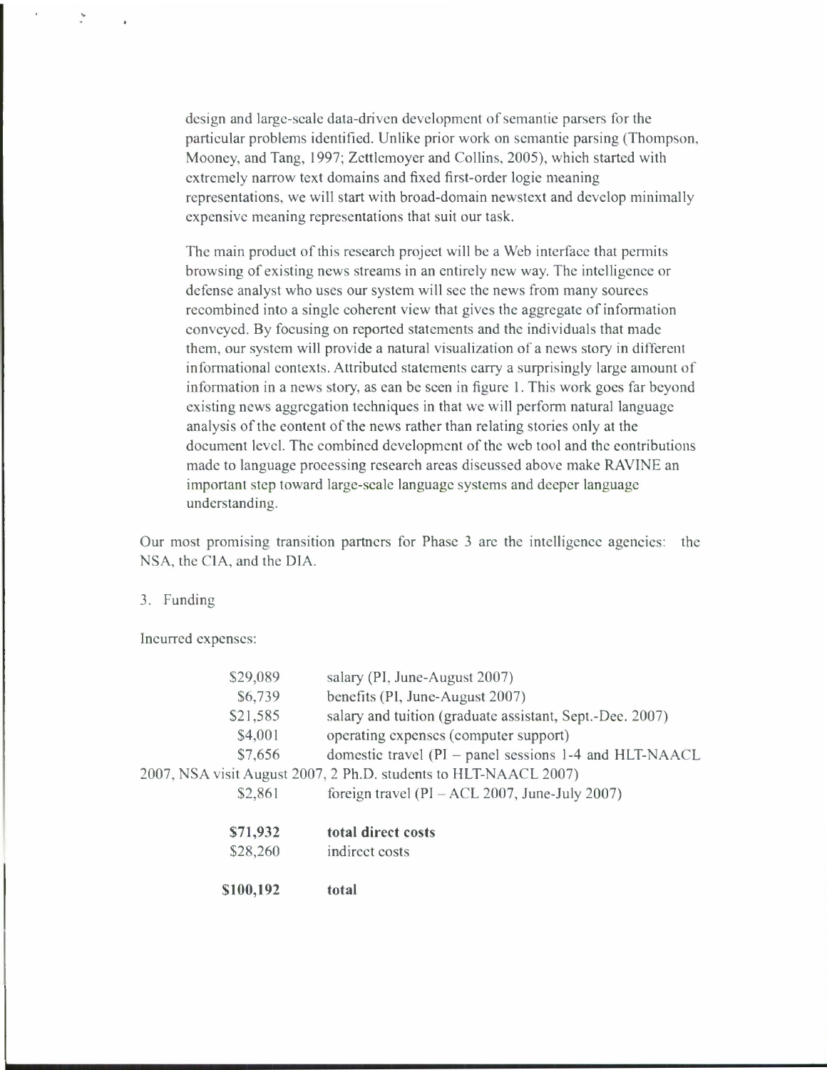design and large-scale data-driven development of semantic parsers for the particular problems identified. Unlike prior work on semantic parsing (Thompson, Mooney, and Tang, 1997; Zettlemoyer and Collins, 2005), which started with extremely narrow text domains and fixed first-order logic meaning representations, we will start with broad-domain newstext and develop minimally expensive meaning representations that suit our task.

The main product of this research project will be a Web interface that permits browsing of existing news streams in an entirely new way. The intelligence or defense analyst who uses our system will see the news from many sources recombined into a single coherent view that gives the aggregate of information conveyed. By focusing on reported statements and the individuals that made them, our system will provide a natural visualization of a news story in different informational contexts. Attributed statements carry a surprisingly large amount of information in a news story, as can be seen in figure 1. This work goes far beyond existing news aggregation techniques in that we will perform natural language analysis of the content of the news rather than relating stories only at the document level. The combined development of the web tool and the contributions made to language processing research areas discussed above make RAVINE an important step toward large-scale language systems and deeper language understanding.

Our most promising transition partners for Phase 3 are the intelligence agencies: the NSA, the CIA, and the DIA.

3. Funding

Incurred expenses:

| Amount | Item |
|---|---|
| $29,089 | salary (PI, June-August 2007) |
| $6,739 | benefits (PI, June-August 2007) |
| $21,585 | salary and tuition (graduate assistant, Sept.-Dec. 2007) |
| $4,001 | operating expenses (computer support) |
| $7,656 | domestic travel (PI – panel sessions 1-4 and HLT-NAACL 2007, NSA visit August 2007, 2 Ph.D. students to HLT-NAACL 2007) |
| $2,861 | foreign travel (PI – ACL 2007, June-July 2007) |
| **$71,932** | **total direct costs** |
| $28,260 | indirect costs |
| **$100,192** | **total** |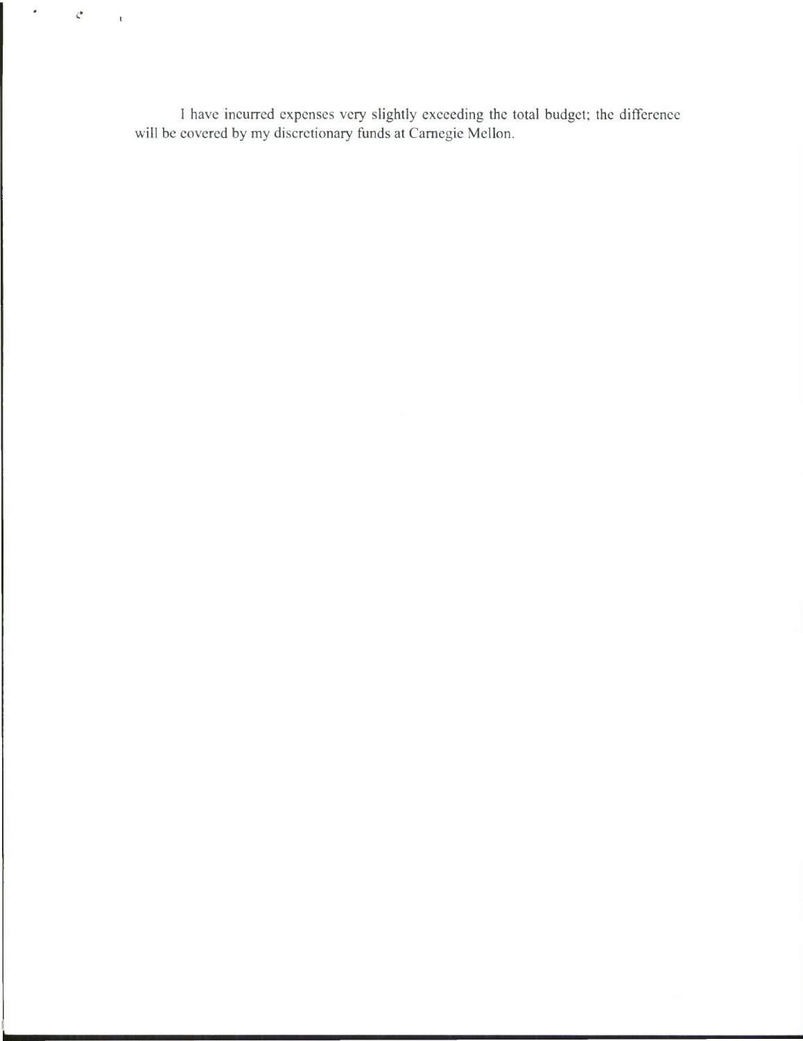I have incurred expenses very slightly exceeding the total budget; the difference will be covered by my discretionary funds at Carnegie Mellon.